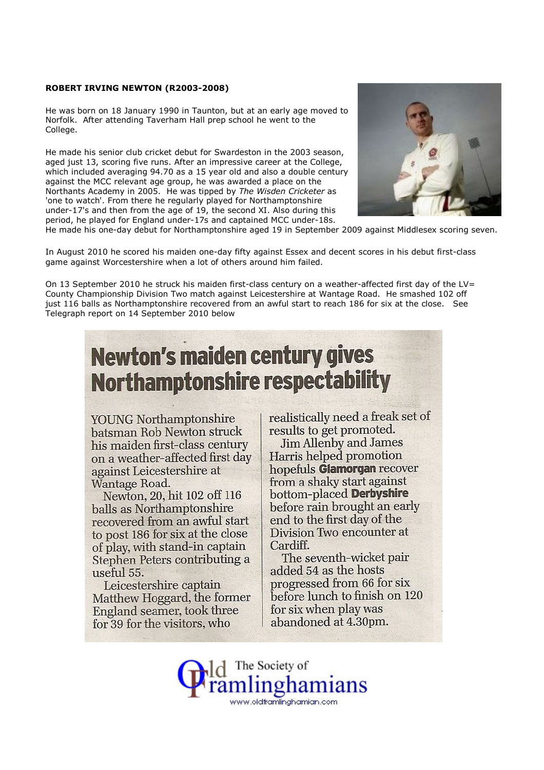**ROBERT IRVING NEWTON (R2003-2008)**

He was born on 18 January 1990 in Taunton, but at an early age moved to Norfolk. After attending Taverham Hall prep school he went to the College.

He made his senior club cricket debut for Swardeston in the 2003 season, aged just 13, scoring five runs. After an impressive career at the College, which included averaging 94.70 as a 15 year old and also a double century against the MCC relevant age group, he was awarded a place on the Northants Academy in 2005. He was tipped by *The Wisden Cricketer* as 'one to watch'. From there he regularly played for Northamptonshire under-17's and then from the age of 19, the second XI. Also during this period, he played for England under-17s and captained MCC under-18s. He made his one-day debut for Northamptonshire aged 19 in September 2009 against Middlesex scoring seven.

In August 2010 he scored his maiden one-day fifty against Essex and decent scores in his debut first-class game against Worcestershire when a lot of others around him failed.

On 13 September 2010 he struck his maiden first-class century on a weather-affected first day of the LV= County Championship Division Two match against Leicestershire at Wantage Road. He smashed 102 off just 116 balls as Northamptonshire recovered from an awful start to reach 186 for six at the close. See Telegraph report on 14 September 2010 below

# Newton's maiden century gives Northamptonshire respectability

YOUNG Northamptonshire batsman Rob Newton struck his maiden first-class century on a weather-affected first day against Leicestershire at Wantage Road.

Newton, 20, hit 102 off 116 balls as Northamptonshire recovered from an awful start to post 186 for six at the close of play, with stand-in captain Stephen Peters contributing a useful 55.

Leicestershire captain Matthew Hoggard, the former England seamer, took three for 39 for the visitors, who realistically need a freak set of results to get promoted.

Jim Allenby and James Harris helped promotion hopefuls **Glamorgan** recover from a shaky start against bottom-placed **Derbyshire** before rain brought an early end to the first day of the Division Two encounter at Cardiff.

The seventh-wicket pair added 54 as the hosts progressed from 66 for six before lunch to finish on 120 for six when play was abandoned at 4.30pm.

The Society of Old Framlinghamians
www.oldframlinghamian.com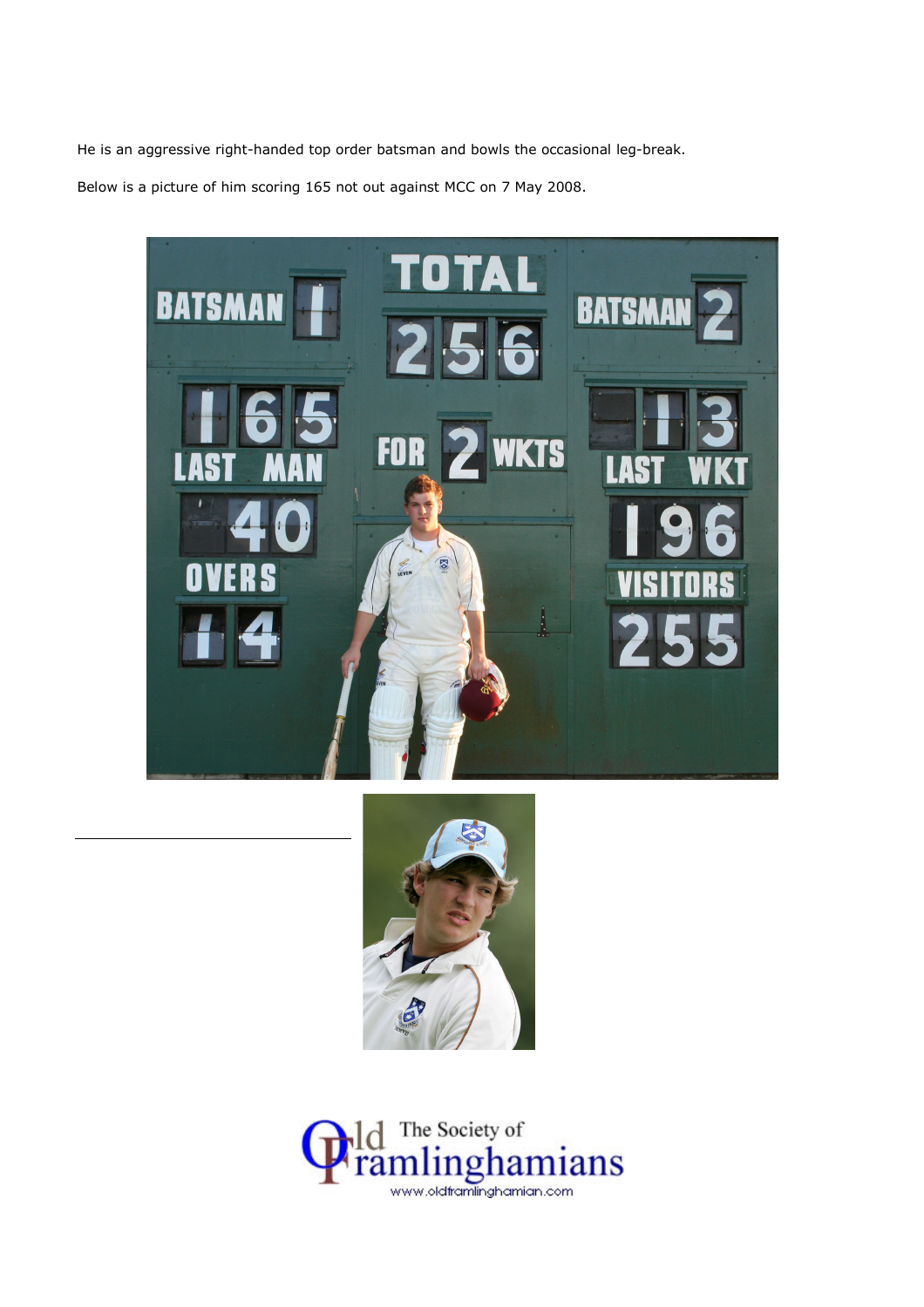He is an aggressive right-handed top order batsman and bowls the occasional leg-break.

Below is a picture of him scoring 165 not out against MCC on 7 May 2008.